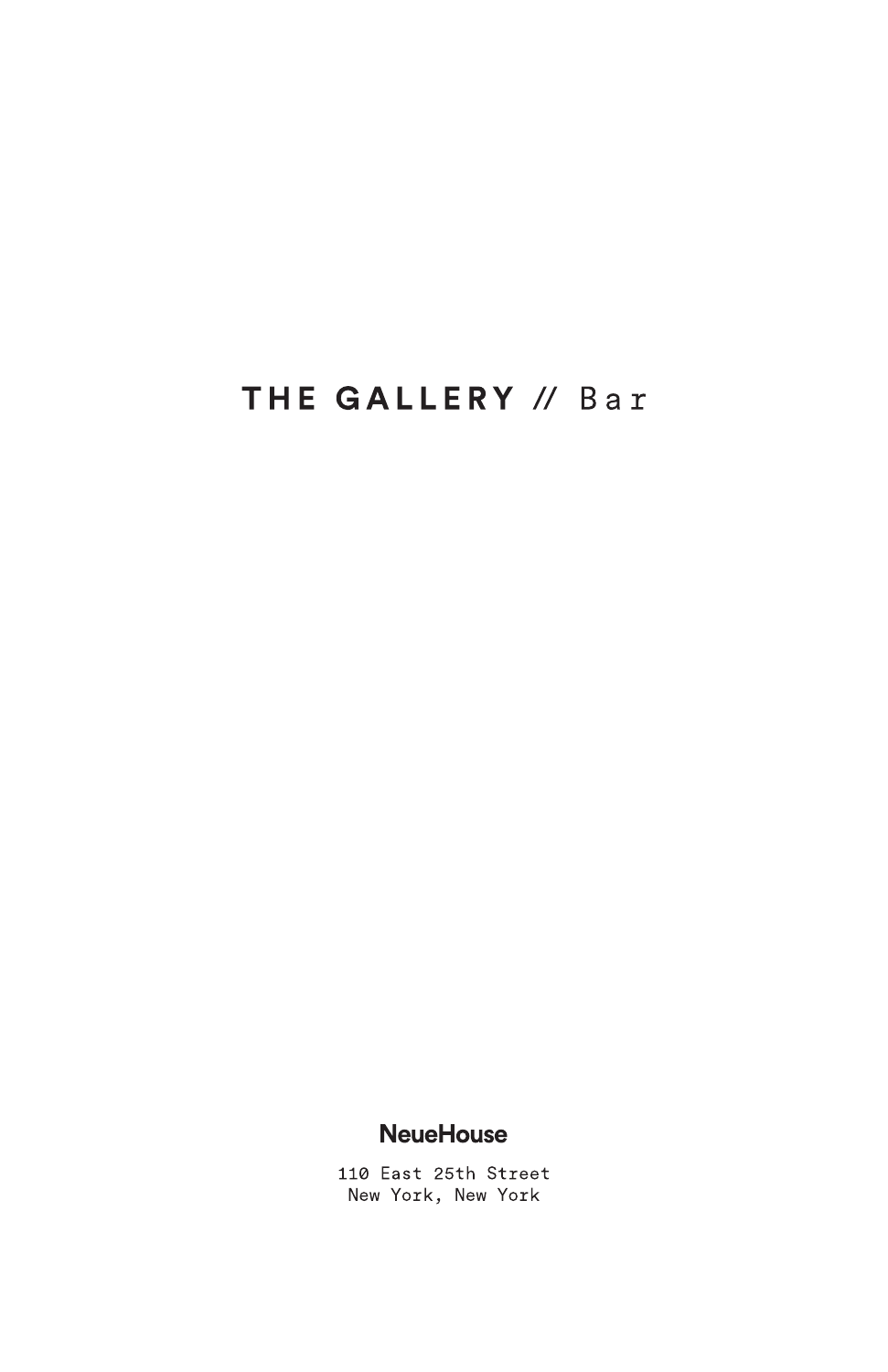# THE GALLERY // Bar

**NeueHouse**

110 East 25th Street
New York, New York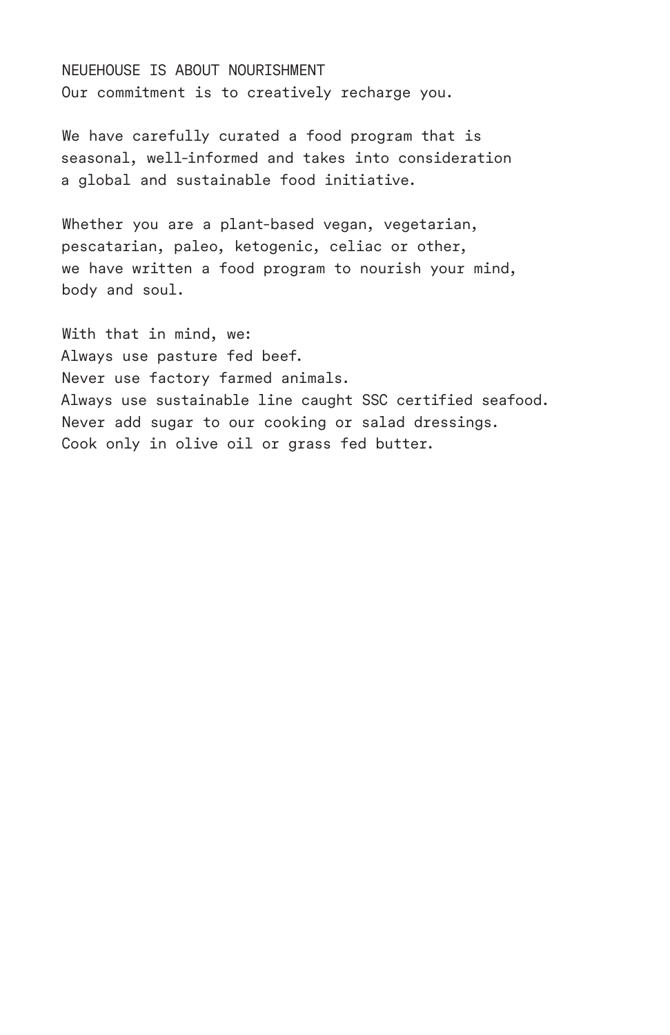# NEUEHOUSE IS ABOUT NOURISHMENT

Our commitment is to creatively recharge you.

We have carefully curated a food program that is seasonal, well-informed and takes into consideration a global and sustainable food initiative.

Whether you are a plant-based vegan, vegetarian, pescatarian, paleo, ketogenic, celiac or other, we have written a food program to nourish your mind, body and soul.

With that in mind, we:
Always use pasture fed beef.
Never use factory farmed animals.
Always use sustainable line caught SSC certified seafood.
Never add sugar to our cooking or salad dressings.
Cook only in olive oil or grass fed butter.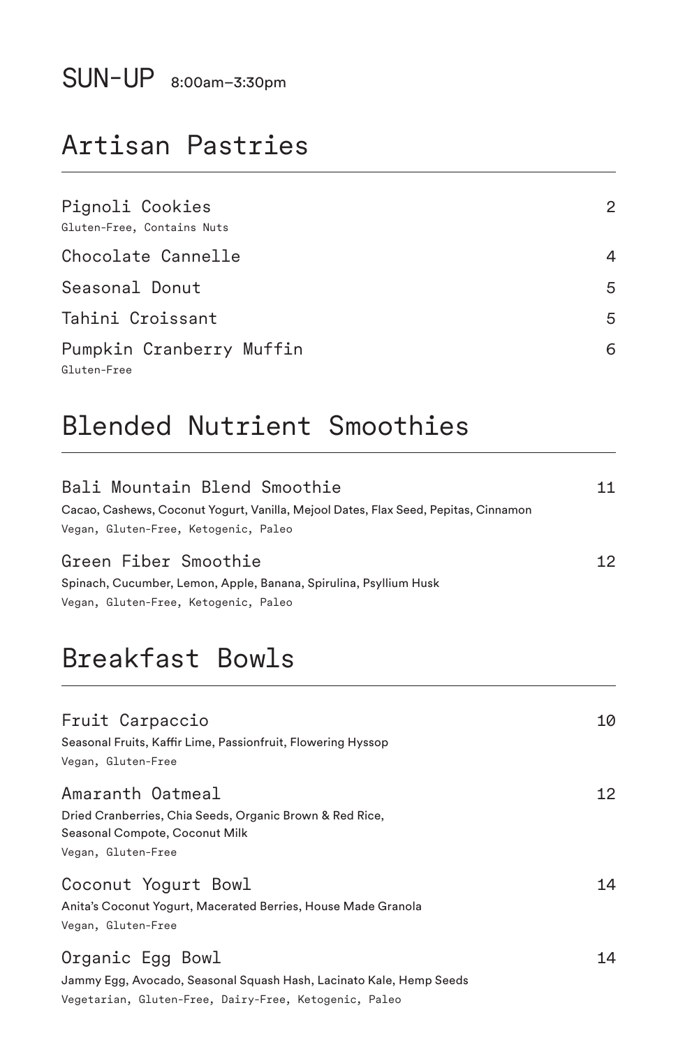# SUN-UP 8:00am–3:30pm

## Artisan Pastries

| Item | Price |
|---|---|
| Pignoli Cookies<br>Gluten-Free, Contains Nuts | 2 |
| Chocolate Cannelle | 4 |
| Seasonal Donut | 5 |
| Tahini Croissant | 5 |
| Pumpkin Cranberry Muffin<br>Gluten-Free | 6 |

## Blended Nutrient Smoothies

| Item | Price |
|---|---|
| Bali Mountain Blend Smoothie<br>Cacao, Cashews, Coconut Yogurt, Vanilla, Mejool Dates, Flax Seed, Pepitas, Cinnamon<br>Vegan, Gluten-Free, Ketogenic, Paleo | 11 |
| Green Fiber Smoothie<br>Spinach, Cucumber, Lemon, Apple, Banana, Spirulina, Psyllium Husk<br>Vegan, Gluten-Free, Ketogenic, Paleo | 12 |

## Breakfast Bowls

| Item | Price |
|---|---|
| Fruit Carpaccio<br>Seasonal Fruits, Kaffir Lime, Passionfruit, Flowering Hyssop<br>Vegan, Gluten-Free | 10 |
| Amaranth Oatmeal<br>Dried Cranberries, Chia Seeds, Organic Brown & Red Rice, Seasonal Compote, Coconut Milk<br>Vegan, Gluten-Free | 12 |
| Coconut Yogurt Bowl<br>Anita's Coconut Yogurt, Macerated Berries, House Made Granola<br>Vegan, Gluten-Free | 14 |
| Organic Egg Bowl<br>Jammy Egg, Avocado, Seasonal Squash Hash, Lacinato Kale, Hemp Seeds<br>Vegetarian, Gluten-Free, Dairy-Free, Ketogenic, Paleo | 14 |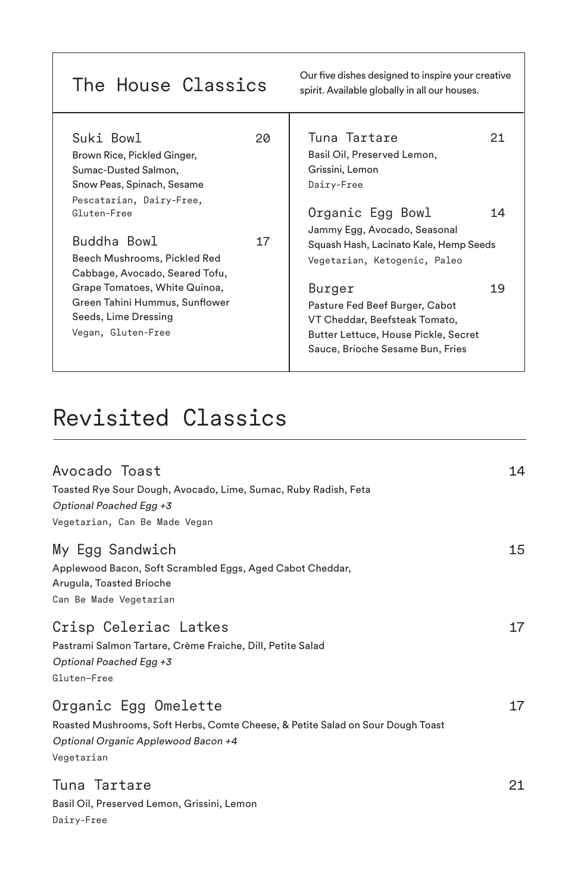## The House Classics

Our five dishes designed to inspire your creative spirit. Available globally in all our houses.

### Suki Bowl — 20

Brown Rice, Pickled Ginger, Sumac-Dusted Salmon, Snow Peas, Spinach, Sesame

Pescatarian, Dairy-Free, Gluten-Free

### Buddha Bowl — 17

Beech Mushrooms, Pickled Red Cabbage, Avocado, Seared Tofu, Grape Tomatoes, White Quinoa, Green Tahini Hummus, Sunflower Seeds, Lime Dressing

Vegan, Gluten-Free

### Tuna Tartare — 21

Basil Oil, Preserved Lemon, Grissini, Lemon

Dairy-Free

### Organic Egg Bowl — 14

Jammy Egg, Avocado, Seasonal Squash Hash, Lacinato Kale, Hemp Seeds

Vegetarian, Ketogenic, Paleo

### Burger — 19

Pasture Fed Beef Burger, Cabot VT Cheddar, Beefsteak Tomato, Butter Lettuce, House Pickle, Secret Sauce, Brioche Sesame Bun, Fries

# Revisited Classics

### Avocado Toast — 14

Toasted Rye Sour Dough, Avocado, Lime, Sumac, Ruby Radish, Feta

*Optional Poached Egg +3*

Vegetarian, Can Be Made Vegan

### My Egg Sandwich — 15

Applewood Bacon, Soft Scrambled Eggs, Aged Cabot Cheddar, Arugula, Toasted Brioche

Can Be Made Vegetarian

### Crisp Celeriac Latkes — 17

Pastrami Salmon Tartare, Crème Fraiche, Dill, Petite Salad

*Optional Poached Egg +3*

Gluten-Free

### Organic Egg Omelette — 17

Roasted Mushrooms, Soft Herbs, Comte Cheese, & Petite Salad on Sour Dough Toast

*Optional Organic Applewood Bacon +4*

Vegetarian

### Tuna Tartare — 21

Basil Oil, Preserved Lemon, Grissini, Lemon

Dairy-Free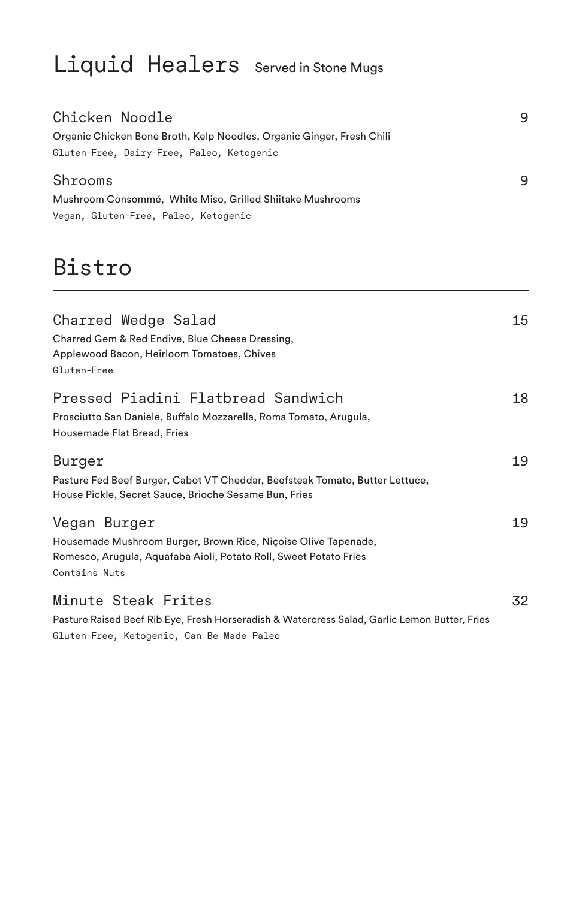# Liquid Healers Served in Stone Mugs

### Chicken Noodle 9

Organic Chicken Bone Broth, Kelp Noodles, Organic Ginger, Fresh Chili

Gluten-Free, Dairy-Free, Paleo, Ketogenic

### Shrooms 9

Mushroom Consommé, White Miso, Grilled Shiitake Mushrooms

Vegan, Gluten-Free, Paleo, Ketogenic

# Bistro

### Charred Wedge Salad 15

Charred Gem & Red Endive, Blue Cheese Dressing,
Applewood Bacon, Heirloom Tomatoes, Chives

Gluten-Free

### Pressed Piadini Flatbread Sandwich 18

Prosciutto San Daniele, Buffalo Mozzarella, Roma Tomato, Arugula,
Housemade Flat Bread, Fries

### Burger 19

Pasture Fed Beef Burger, Cabot VT Cheddar, Beefsteak Tomato, Butter Lettuce,
House Pickle, Secret Sauce, Brioche Sesame Bun, Fries

### Vegan Burger 19

Housemade Mushroom Burger, Brown Rice, Niçoise Olive Tapenade,
Romesco, Arugula, Aquafaba Aioli, Potato Roll, Sweet Potato Fries

Contains Nuts

### Minute Steak Frites 32

Pasture Raised Beef Rib Eye, Fresh Horseradish & Watercress Salad, Garlic Lemon Butter, Fries

Gluten-Free, Ketogenic, Can Be Made Paleo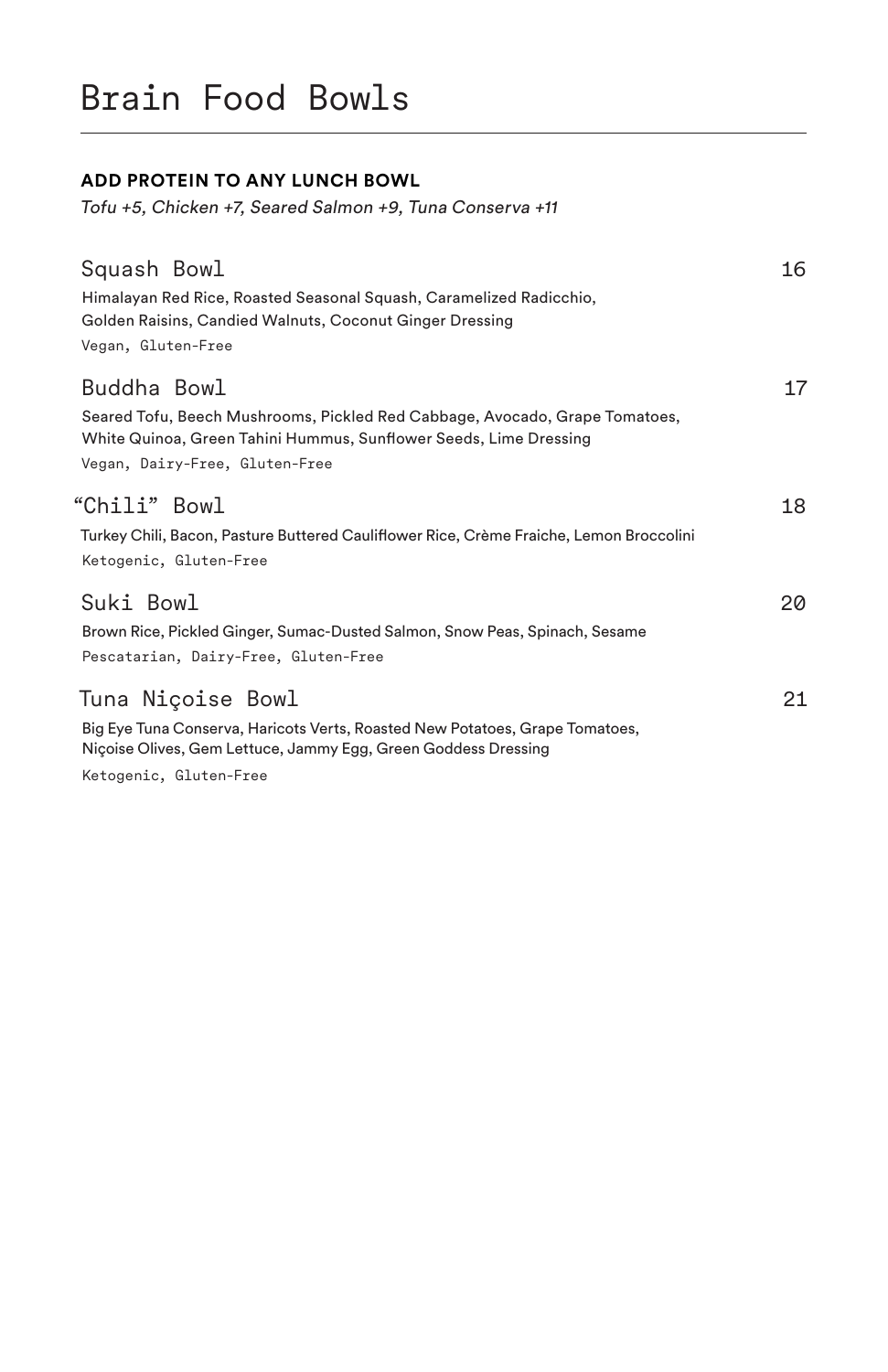# Brain Food Bowls

**ADD PROTEIN TO ANY LUNCH BOWL**

*Tofu +5, Chicken +7, Seared Salmon +9, Tuna Conserva +11*

## Squash Bowl — 16

Himalayan Red Rice, Roasted Seasonal Squash, Caramelized Radicchio, Golden Raisins, Candied Walnuts, Coconut Ginger Dressing

Vegan, Gluten-Free

## Buddha Bowl — 17

Seared Tofu, Beech Mushrooms, Pickled Red Cabbage, Avocado, Grape Tomatoes, White Quinoa, Green Tahini Hummus, Sunflower Seeds, Lime Dressing

Vegan, Dairy-Free, Gluten-Free

## "Chili" Bowl — 18

Turkey Chili, Bacon, Pasture Buttered Cauliflower Rice, Crème Fraiche, Lemon Broccolini

Ketogenic, Gluten-Free

## Suki Bowl — 20

Brown Rice, Pickled Ginger, Sumac-Dusted Salmon, Snow Peas, Spinach, Sesame

Pescatarian, Dairy-Free, Gluten-Free

## Tuna Niçoise Bowl — 21

Big Eye Tuna Conserva, Haricots Verts, Roasted New Potatoes, Grape Tomatoes, Niçoise Olives, Gem Lettuce, Jammy Egg, Green Goddess Dressing

Ketogenic, Gluten-Free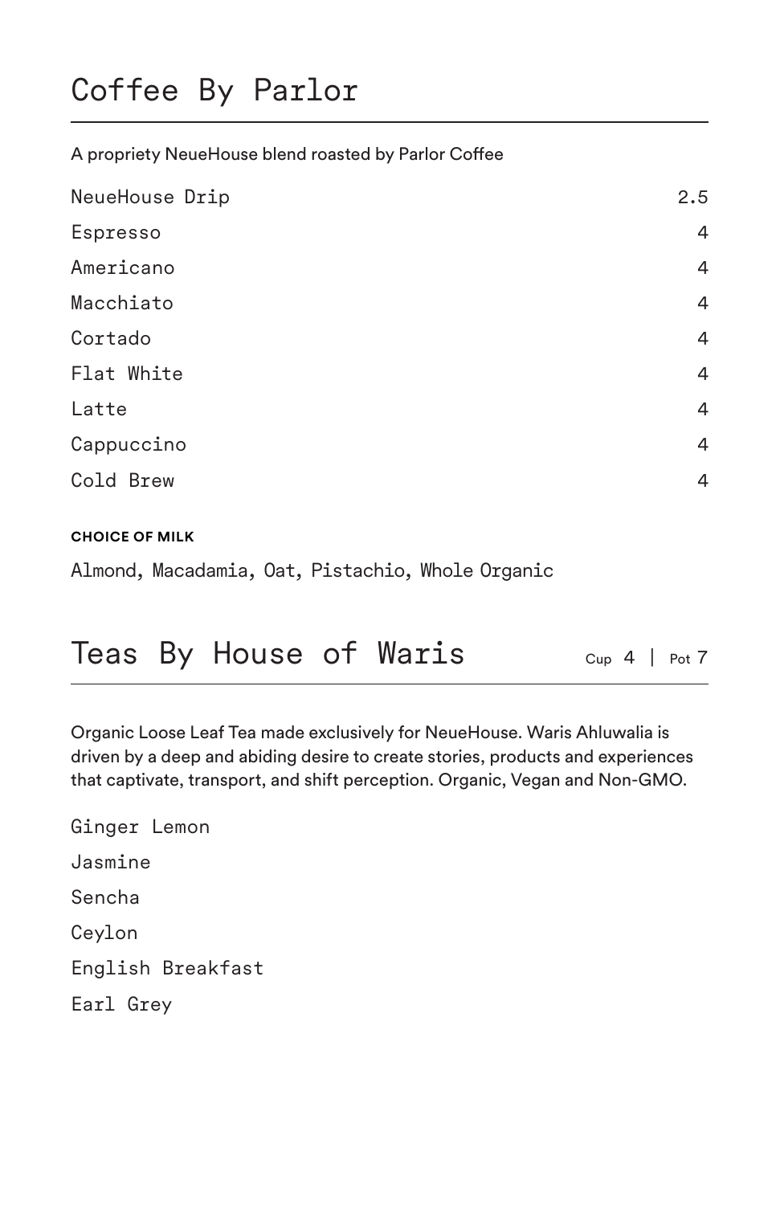# Coffee By Parlor

A propriety NeueHouse blend roasted by Parlor Coffee

| Item | Price |
| --- | --- |
| NeueHouse Drip | 2.5 |
| Espresso | 4 |
| Americano | 4 |
| Macchiato | 4 |
| Cortado | 4 |
| Flat White | 4 |
| Latte | 4 |
| Cappuccino | 4 |
| Cold Brew | 4 |

**CHOICE OF MILK**

Almond, Macadamia, Oat, Pistachio, Whole Organic

# Teas By House of Waris

Cup 4 | Pot 7

Organic Loose Leaf Tea made exclusively for NeueHouse. Waris Ahluwalia is driven by a deep and abiding desire to create stories, products and experiences that captivate, transport, and shift perception. Organic, Vegan and Non-GMO.

Ginger Lemon

Jasmine

Sencha

Ceylon

English Breakfast

Earl Grey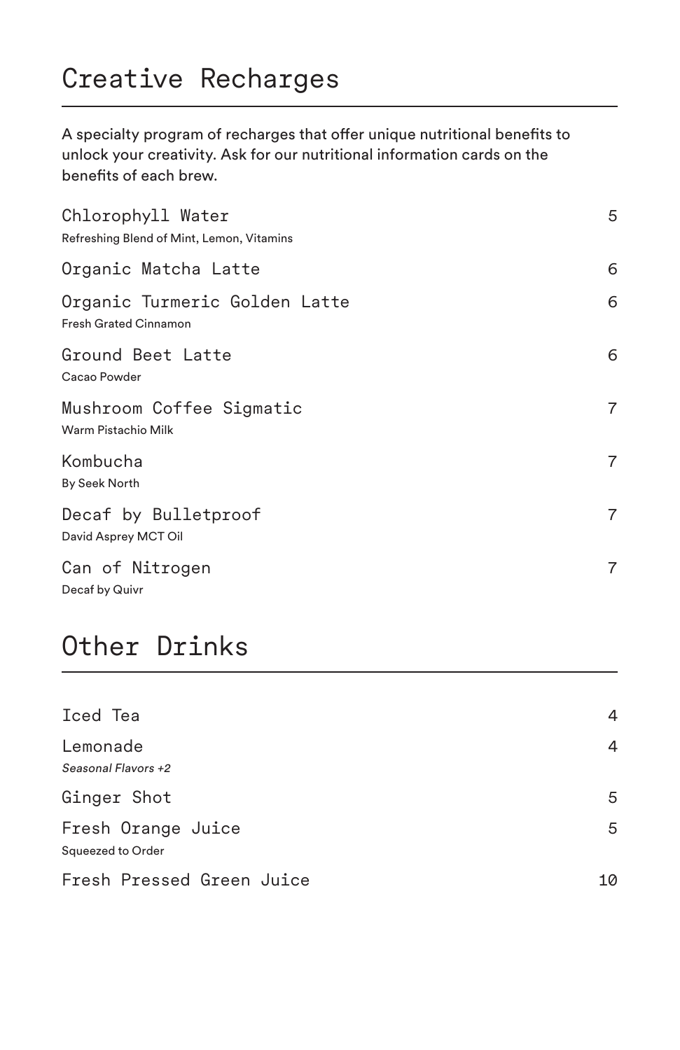# Creative Recharges

A specialty program of recharges that offer unique nutritional benefits to unlock your creativity. Ask for our nutritional information cards on the benefits of each brew.

| Item | Price |
| --- | --- |
| Chlorophyll Water<br>Refreshing Blend of Mint, Lemon, Vitamins | 5 |
| Organic Matcha Latte | 6 |
| Organic Turmeric Golden Latte<br>Fresh Grated Cinnamon | 6 |
| Ground Beet Latte<br>Cacao Powder | 6 |
| Mushroom Coffee Sigmatic<br>Warm Pistachio Milk | 7 |
| Kombucha<br>By Seek North | 7 |
| Decaf by Bulletproof<br>David Asprey MCT Oil | 7 |
| Can of Nitrogen<br>Decaf by Quivr | 7 |

# Other Drinks

| Item | Price |
| --- | --- |
| Iced Tea | 4 |
| Lemonade<br>*Seasonal Flavors +2* | 4 |
| Ginger Shot | 5 |
| Fresh Orange Juice<br>Squeezed to Order | 5 |
| Fresh Pressed Green Juice | 10 |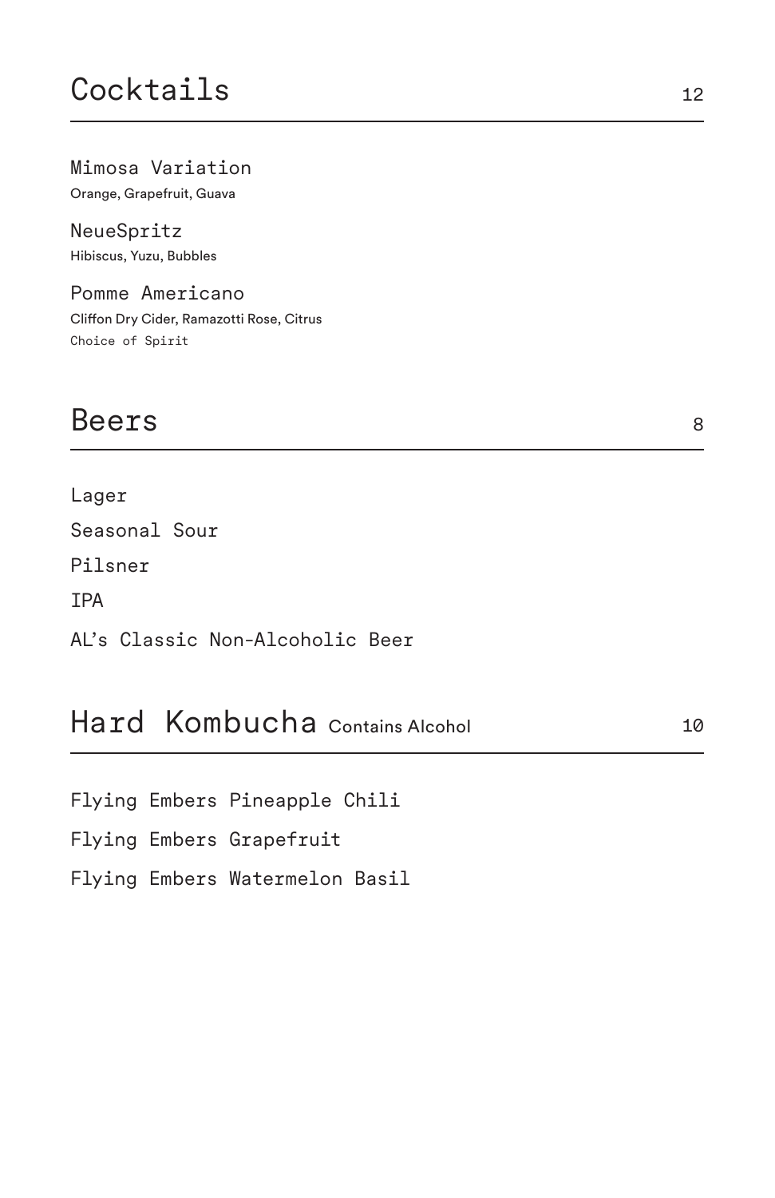## Cocktails 12

Mimosa Variation
Orange, Grapefruit, Guava

NeueSpritz
Hibiscus, Yuzu, Bubbles

Pomme Americano
Cliffon Dry Cider, Ramazotti Rose, Citrus
Choice of Spirit

## Beers 8

Lager

Seasonal Sour

Pilsner

IPA

AL's Classic Non-Alcoholic Beer

## Hard Kombucha Contains Alcohol 10

Flying Embers Pineapple Chili

Flying Embers Grapefruit

Flying Embers Watermelon Basil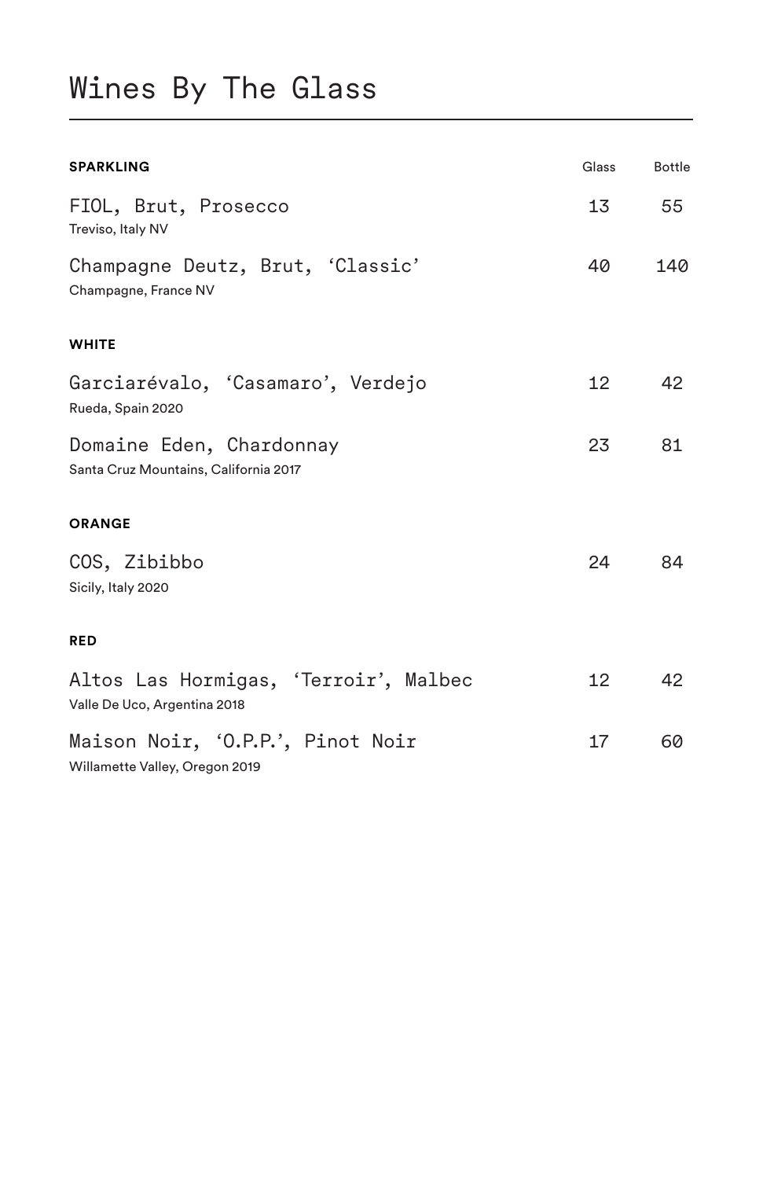# Wines By The Glass

| SPARKLING | Glass | Bottle |
|---|---|---|
| FIOL, Brut, Prosecco<br>Treviso, Italy NV | 13 | 55 |
| Champagne Deutz, Brut, 'Classic'<br>Champagne, France NV | 40 | 140 |
| **WHITE** | | |
| Garciarévalo, 'Casamaro', Verdejo<br>Rueda, Spain 2020 | 12 | 42 |
| Domaine Eden, Chardonnay<br>Santa Cruz Mountains, California 2017 | 23 | 81 |
| **ORANGE** | | |
| COS, Zibibbo<br>Sicily, Italy 2020 | 24 | 84 |
| **RED** | | |
| Altos Las Hormigas, 'Terroir', Malbec<br>Valle De Uco, Argentina 2018 | 12 | 42 |
| Maison Noir, 'O.P.P.', Pinot Noir<br>Willamette Valley, Oregon 2019 | 17 | 60 |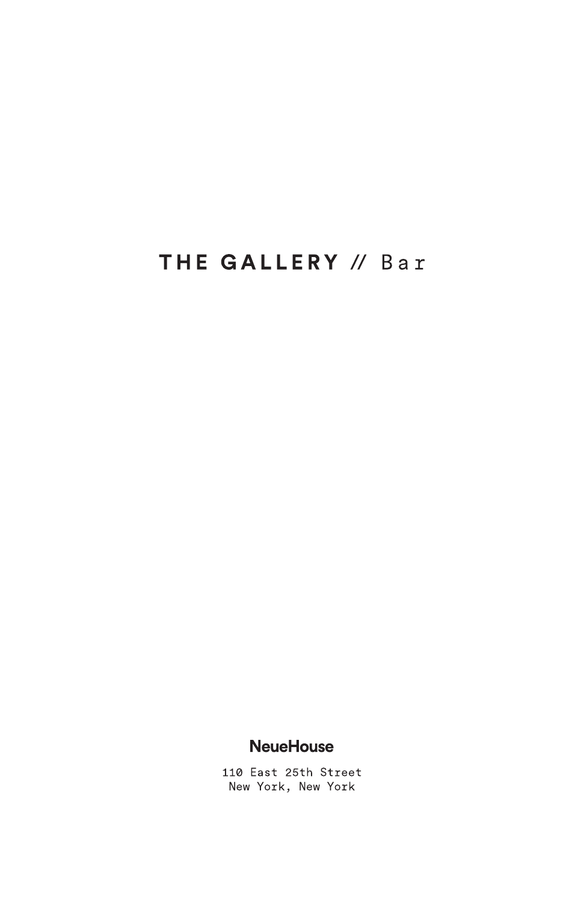# THE GALLERY // Bar

**NeueHouse**

110 East 25th Street
New York, New York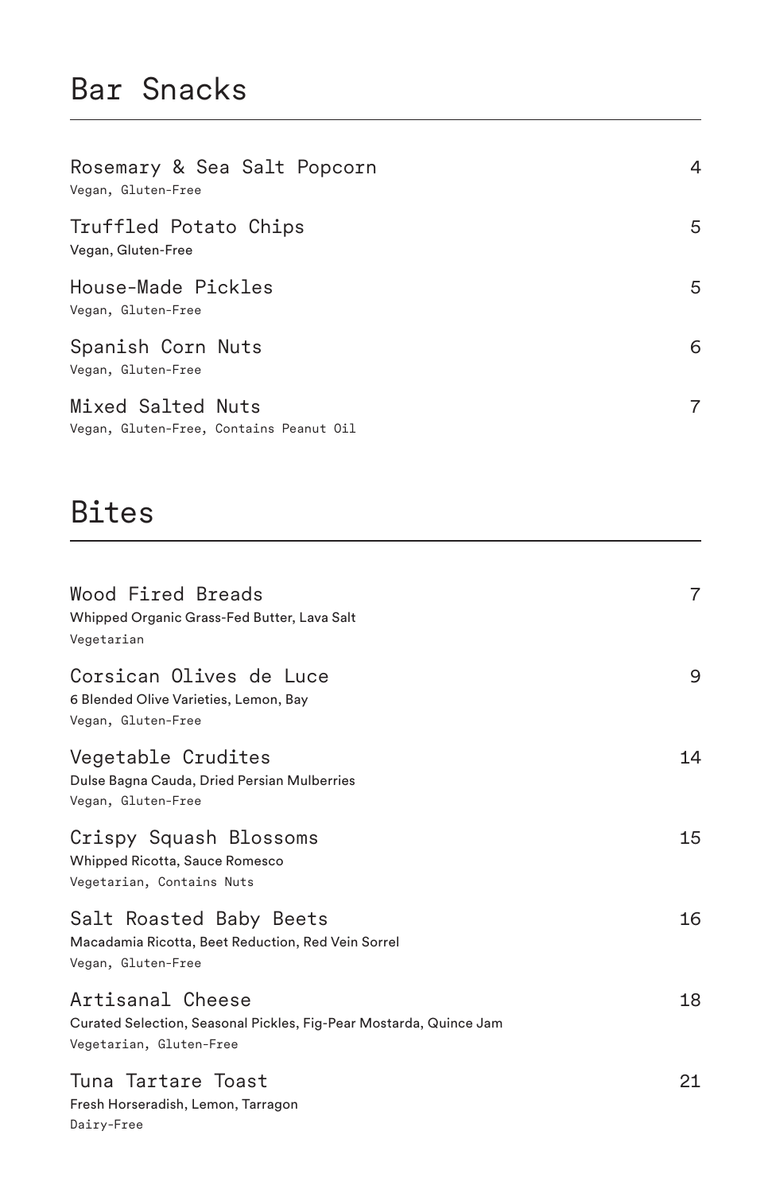# Bar Snacks

Rosemary & Sea Salt Popcorn — 4
Vegan, Gluten-Free

Truffled Potato Chips — 5
Vegan, Gluten-Free

House-Made Pickles — 5
Vegan, Gluten-Free

Spanish Corn Nuts — 6
Vegan, Gluten-Free

Mixed Salted Nuts — 7
Vegan, Gluten-Free, Contains Peanut Oil

# Bites

Wood Fired Breads — 7
Whipped Organic Grass-Fed Butter, Lava Salt
Vegetarian

Corsican Olives de Luce — 9
6 Blended Olive Varieties, Lemon, Bay
Vegan, Gluten-Free

Vegetable Crudites — 14
Dulse Bagna Cauda, Dried Persian Mulberries
Vegan, Gluten-Free

Crispy Squash Blossoms — 15
Whipped Ricotta, Sauce Romesco
Vegetarian, Contains Nuts

Salt Roasted Baby Beets — 16
Macadamia Ricotta, Beet Reduction, Red Vein Sorrel
Vegan, Gluten-Free

Artisanal Cheese — 18
Curated Selection, Seasonal Pickles, Fig-Pear Mostarda, Quince Jam
Vegetarian, Gluten-Free

Tuna Tartare Toast — 21
Fresh Horseradish, Lemon, Tarragon
Dairy-Free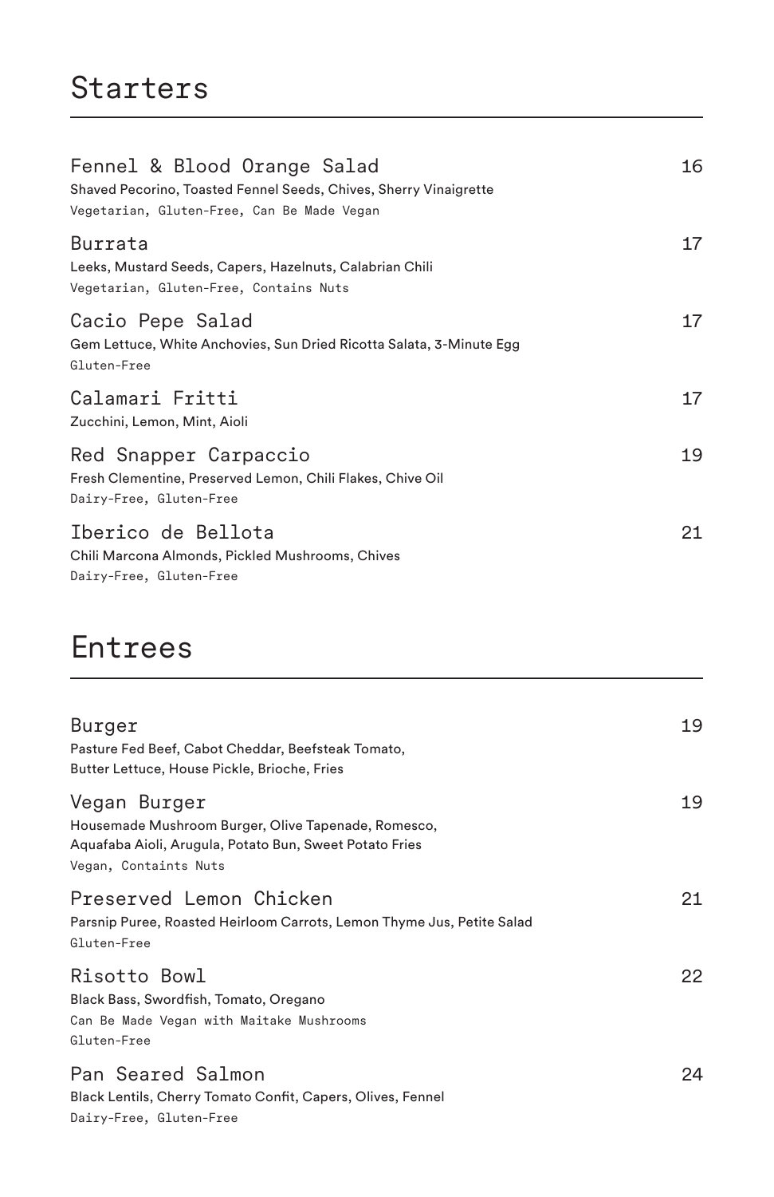# Starters

---

### Fennel & Blood Orange Salad — 16

Shaved Pecorino, Toasted Fennel Seeds, Chives, Sherry Vinaigrette

Vegetarian, Gluten-Free, Can Be Made Vegan

### Burrata — 17

Leeks, Mustard Seeds, Capers, Hazelnuts, Calabrian Chili

Vegetarian, Gluten-Free, Contains Nuts

### Cacio Pepe Salad — 17

Gem Lettuce, White Anchovies, Sun Dried Ricotta Salata, 3-Minute Egg

Gluten-Free

### Calamari Fritti — 17

Zucchini, Lemon, Mint, Aioli

### Red Snapper Carpaccio — 19

Fresh Clementine, Preserved Lemon, Chili Flakes, Chive Oil

Dairy-Free, Gluten-Free

### Iberico de Bellota — 21

Chili Marcona Almonds, Pickled Mushrooms, Chives

Dairy-Free, Gluten-Free

# Entrees

---

### Burger — 19

Pasture Fed Beef, Cabot Cheddar, Beefsteak Tomato,
Butter Lettuce, House Pickle, Brioche, Fries

### Vegan Burger — 19

Housemade Mushroom Burger, Olive Tapenade, Romesco,
Aquafaba Aioli, Arugula, Potato Bun, Sweet Potato Fries

Vegan, Containts Nuts

### Preserved Lemon Chicken — 21

Parsnip Puree, Roasted Heirloom Carrots, Lemon Thyme Jus, Petite Salad

Gluten-Free

### Risotto Bowl — 22

Black Bass, Swordfish, Tomato, Oregano

Can Be Made Vegan with Maitake Mushrooms

Gluten-Free

### Pan Seared Salmon — 24

Black Lentils, Cherry Tomato Confit, Capers, Olives, Fennel

Dairy-Free, Gluten-Free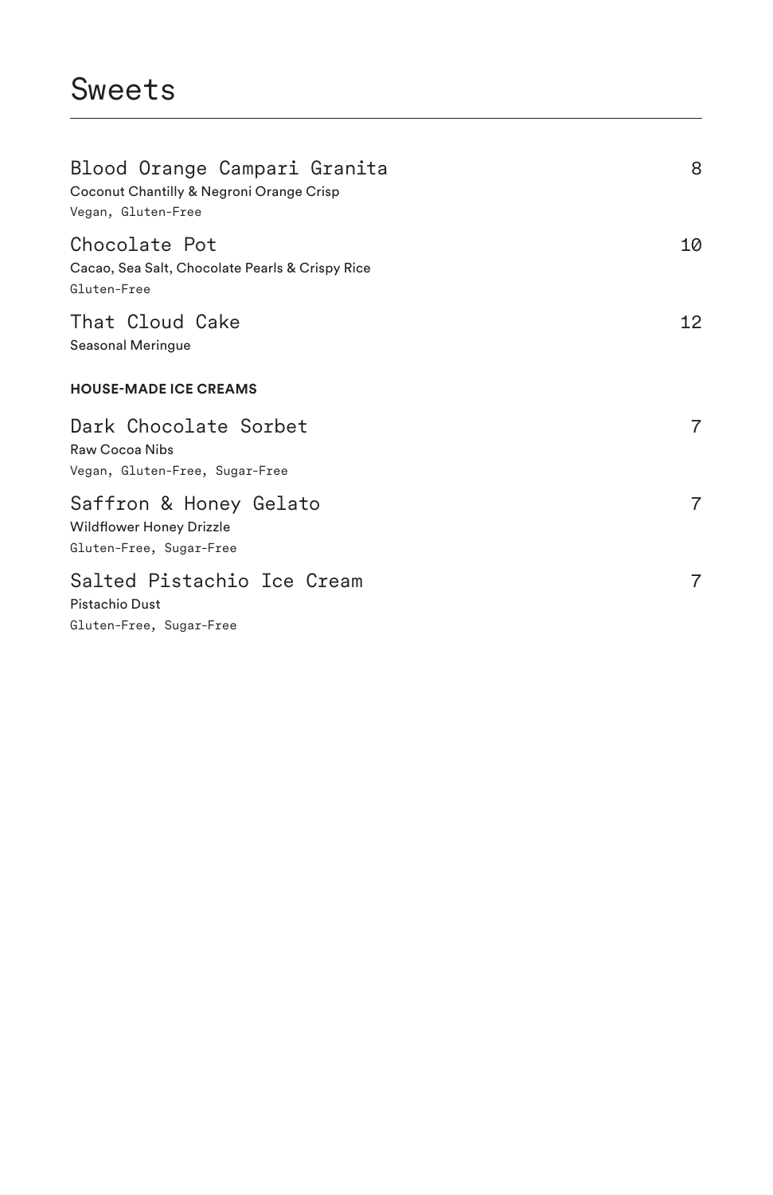# Sweets

---

### Blood Orange Campari Granita — 8
Coconut Chantilly & Negroni Orange Crisp
Vegan, Gluten-Free

### Chocolate Pot — 10
Cacao, Sea Salt, Chocolate Pearls & Crispy Rice
Gluten-Free

### That Cloud Cake — 12
Seasonal Meringue

**HOUSE-MADE ICE CREAMS**

### Dark Chocolate Sorbet — 7
Raw Cocoa Nibs
Vegan, Gluten-Free, Sugar-Free

### Saffron & Honey Gelato — 7
Wildflower Honey Drizzle
Gluten-Free, Sugar-Free

### Salted Pistachio Ice Cream — 7
Pistachio Dust
Gluten-Free, Sugar-Free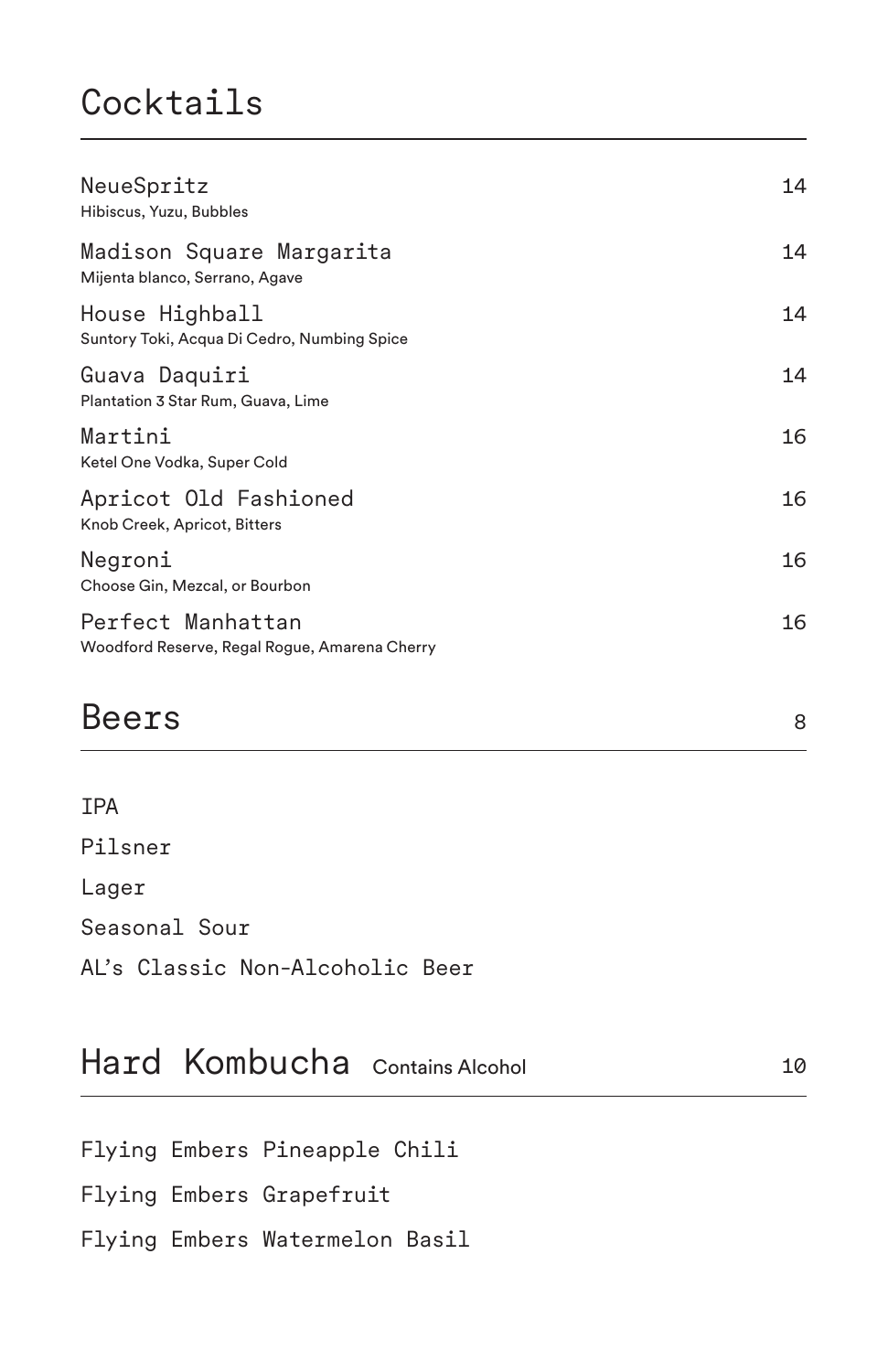## Cocktails

| | |
|---|---|
| **NeueSpritz**<br>Hibiscus, Yuzu, Bubbles | 14 |
| **Madison Square Margarita**<br>Mijenta blanco, Serrano, Agave | 14 |
| **House Highball**<br>Suntory Toki, Acqua Di Cedro, Numbing Spice | 14 |
| **Guava Daquiri**<br>Plantation 3 Star Rum, Guava, Lime | 14 |
| **Martini**<br>Ketel One Vodka, Super Cold | 16 |
| **Apricot Old Fashioned**<br>Knob Creek, Apricot, Bitters | 16 |
| **Negroni**<br>Choose Gin, Mezcal, or Bourbon | 16 |
| **Perfect Manhattan**<br>Woodford Reserve, Regal Rogue, Amarena Cherry | 16 |

## Beers — 8

IPA

Pilsner

Lager

Seasonal Sour

AL's Classic Non-Alcoholic Beer

## Hard Kombucha — 10

Contains Alcohol

Flying Embers Pineapple Chili

Flying Embers Grapefruit

Flying Embers Watermelon Basil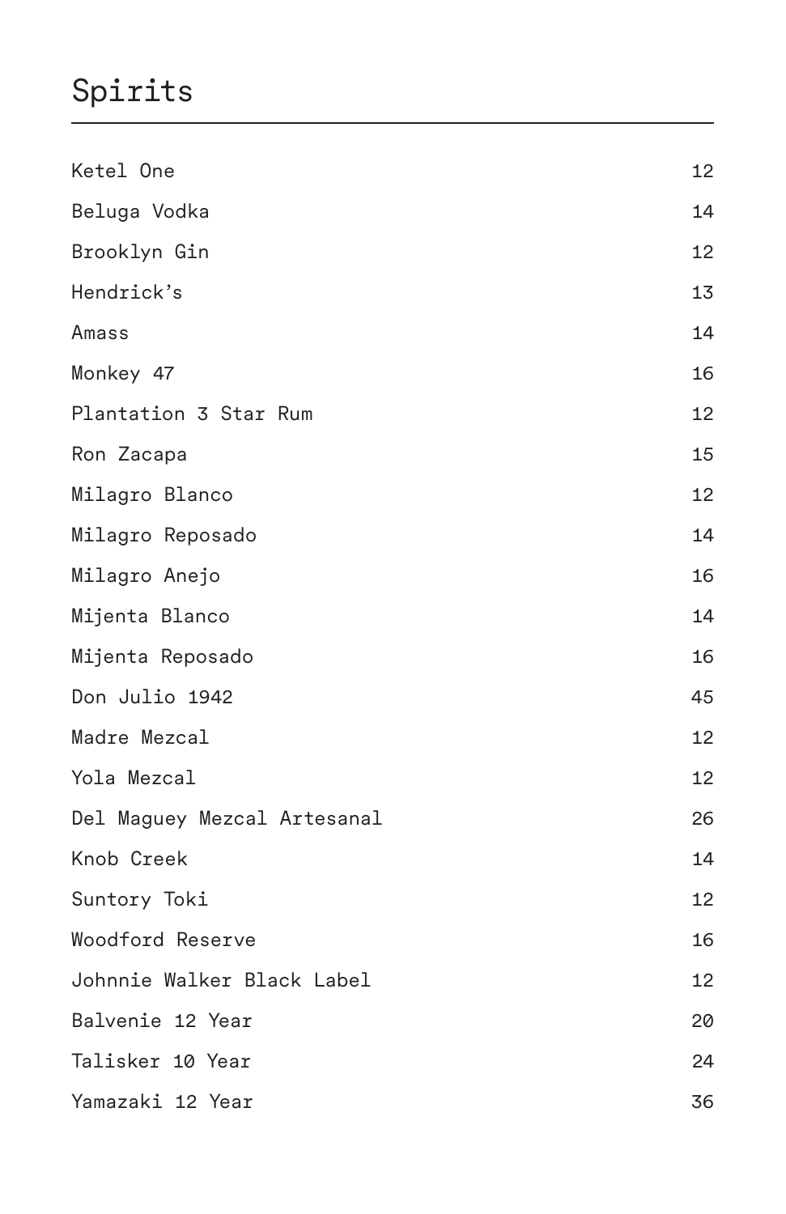# Spirits

| | |
|---|---|
| Ketel One | 12 |
| Beluga Vodka | 14 |
| Brooklyn Gin | 12 |
| Hendrick’s | 13 |
| Amass | 14 |
| Monkey 47 | 16 |
| Plantation 3 Star Rum | 12 |
| Ron Zacapa | 15 |
| Milagro Blanco | 12 |
| Milagro Reposado | 14 |
| Milagro Anejo | 16 |
| Mijenta Blanco | 14 |
| Mijenta Reposado | 16 |
| Don Julio 1942 | 45 |
| Madre Mezcal | 12 |
| Yola Mezcal | 12 |
| Del Maguey Mezcal Artesanal | 26 |
| Knob Creek | 14 |
| Suntory Toki | 12 |
| Woodford Reserve | 16 |
| Johnnie Walker Black Label | 12 |
| Balvenie 12 Year | 20 |
| Talisker 10 Year | 24 |
| Yamazaki 12 Year | 36 |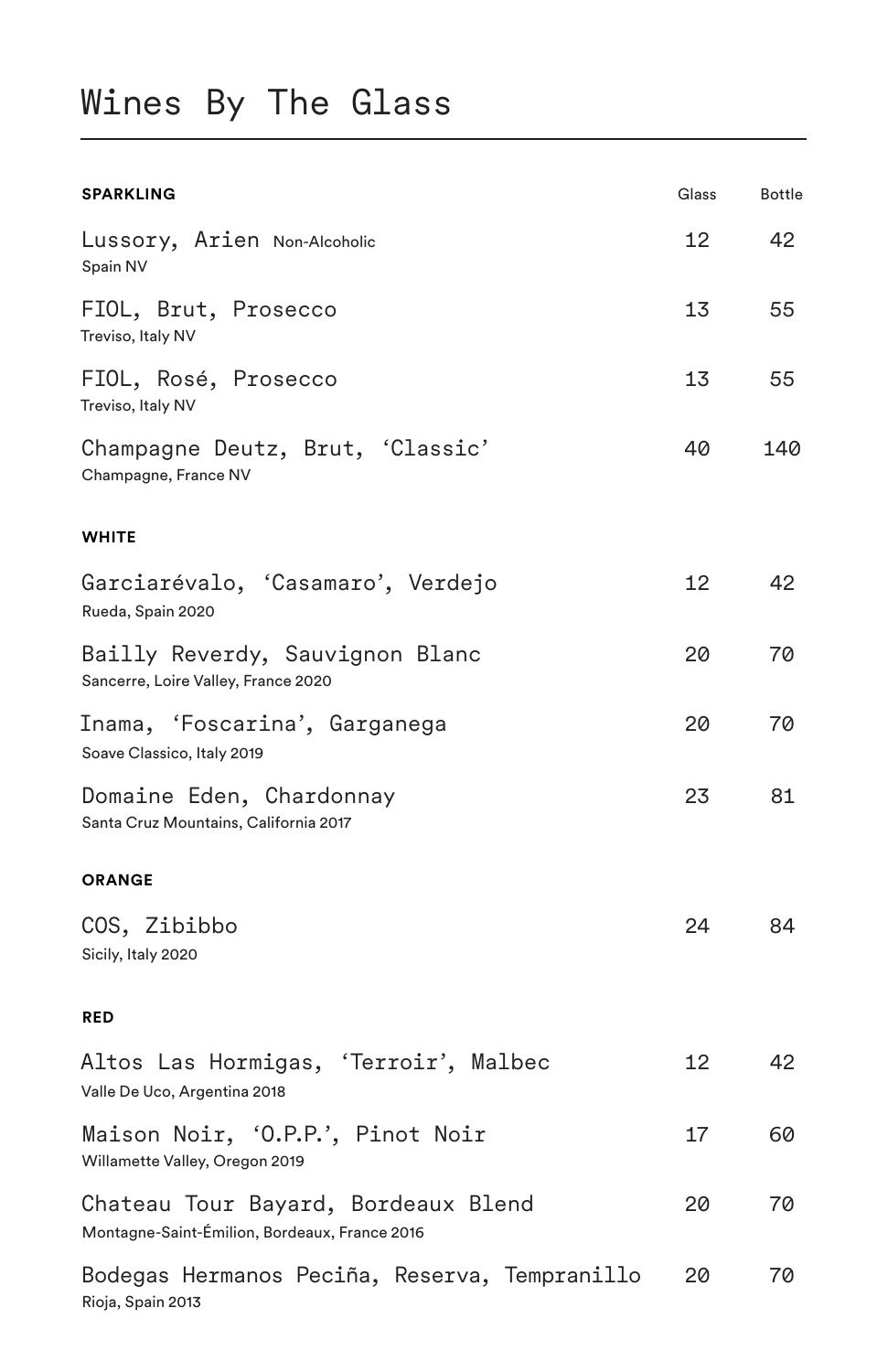# Wines By The Glass

| SPARKLING | Glass | Bottle |
|---|---|---|
| Lussory, Arien Non-Alcoholic<br>Spain NV | 12 | 42 |
| FIOL, Brut, Prosecco<br>Treviso, Italy NV | 13 | 55 |
| FIOL, Rosé, Prosecco<br>Treviso, Italy NV | 13 | 55 |
| Champagne Deutz, Brut, 'Classic'<br>Champagne, France NV | 40 | 140 |
| **WHITE** | | |
| Garciarévalo, 'Casamaro', Verdejo<br>Rueda, Spain 2020 | 12 | 42 |
| Bailly Reverdy, Sauvignon Blanc<br>Sancerre, Loire Valley, France 2020 | 20 | 70 |
| Inama, 'Foscarina', Garganega<br>Soave Classico, Italy 2019 | 20 | 70 |
| Domaine Eden, Chardonnay<br>Santa Cruz Mountains, California 2017 | 23 | 81 |
| **ORANGE** | | |
| COS, Zibibbo<br>Sicily, Italy 2020 | 24 | 84 |
| **RED** | | |
| Altos Las Hormigas, 'Terroir', Malbec<br>Valle De Uco, Argentina 2018 | 12 | 42 |
| Maison Noir, 'O.P.P.', Pinot Noir<br>Willamette Valley, Oregon 2019 | 17 | 60 |
| Chateau Tour Bayard, Bordeaux Blend<br>Montagne-Saint-Émilion, Bordeaux, France 2016 | 20 | 70 |
| Bodegas Hermanos Peciña, Reserva, Tempranillo<br>Rioja, Spain 2013 | 20 | 70 |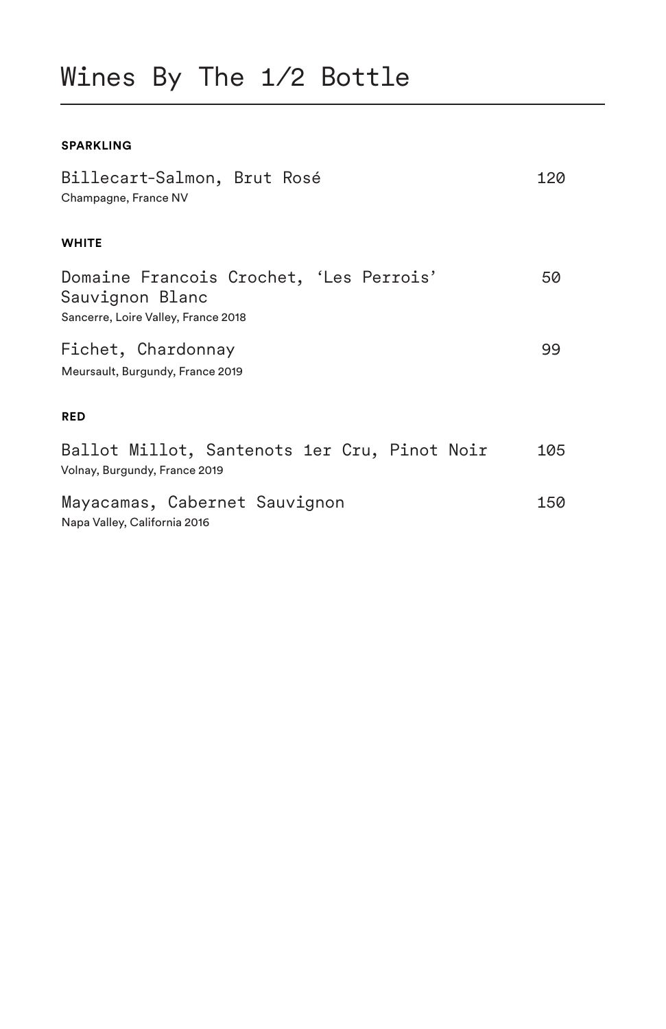# Wines By The 1/2 Bottle

**SPARKLING**

Billecart-Salmon, Brut Rosé — 120
Champagne, France NV

**WHITE**

Domaine Francois Crochet, 'Les Perrois' Sauvignon Blanc — 50
Sancerre, Loire Valley, France 2018

Fichet, Chardonnay — 99
Meursault, Burgundy, France 2019

**RED**

Ballot Millot, Santenots 1er Cru, Pinot Noir — 105
Volnay, Burgundy, France 2019

Mayacamas, Cabernet Sauvignon — 150
Napa Valley, California 2016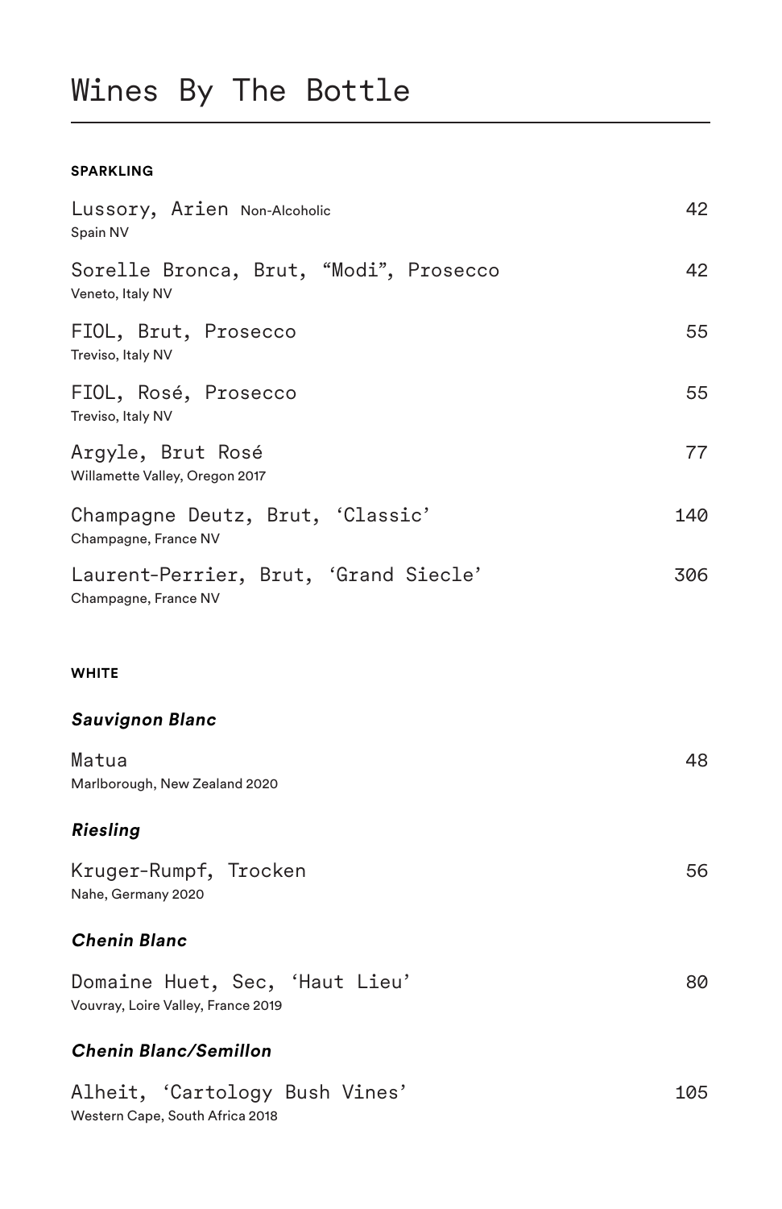# Wines By The Bottle

**SPARKLING**

Lussory, Arien Non-Alcoholic — 42
Spain NV

Sorelle Bronca, Brut, “Modi”, Prosecco — 42
Veneto, Italy NV

FIOL, Brut, Prosecco — 55
Treviso, Italy NV

FIOL, Rosé, Prosecco — 55
Treviso, Italy NV

Argyle, Brut Rosé — 77
Willamette Valley, Oregon 2017

Champagne Deutz, Brut, ‘Classic’ — 140
Champagne, France NV

Laurent-Perrier, Brut, ‘Grand Siecle’ — 306
Champagne, France NV

**WHITE**

***Sauvignon Blanc***

Matua — 48
Marlborough, New Zealand 2020

***Riesling***

Kruger-Rumpf, Trocken — 56
Nahe, Germany 2020

***Chenin Blanc***

Domaine Huet, Sec, ‘Haut Lieu’ — 80
Vouvray, Loire Valley, France 2019

***Chenin Blanc/Semillon***

Alheit, ‘Cartology Bush Vines’ — 105
Western Cape, South Africa 2018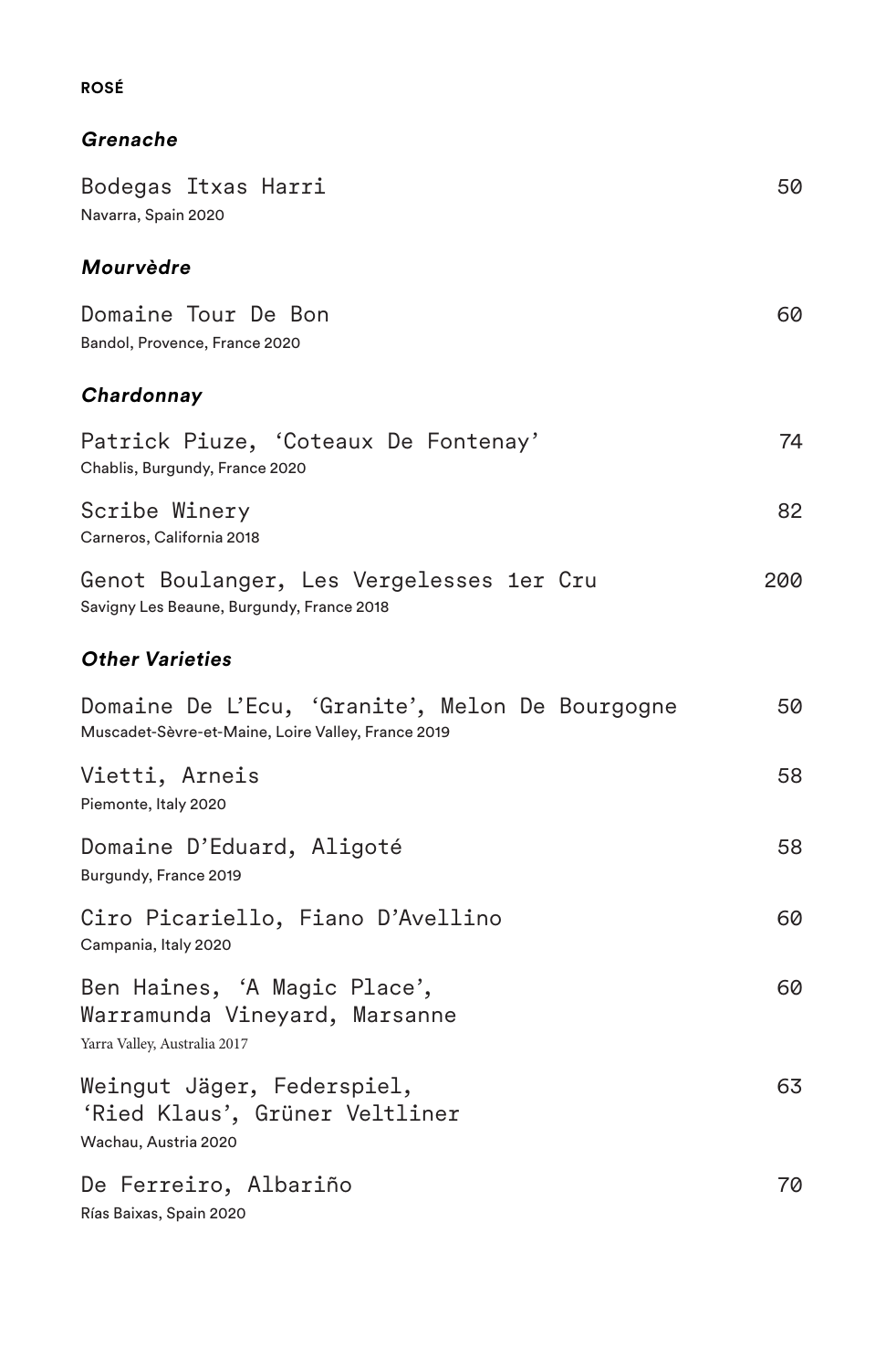**ROSÉ**

### *Grenache*

| | |
|---|---|
| Bodegas Itxas Harri<br>Navarra, Spain 2020 | 50 |

### *Mourvèdre*

| | |
|---|---|
| Domaine Tour De Bon<br>Bandol, Provence, France 2020 | 60 |

### *Chardonnay*

| | |
|---|---|
| Patrick Piuze, 'Coteaux De Fontenay'<br>Chablis, Burgundy, France 2020 | 74 |
| Scribe Winery<br>Carneros, California 2018 | 82 |
| Genot Boulanger, Les Vergelesses 1er Cru<br>Savigny Les Beaune, Burgundy, France 2018 | 200 |

### *Other Varieties*

| | |
|---|---|
| Domaine De L'Ecu, 'Granite', Melon De Bourgogne<br>Muscadet-Sèvre-et-Maine, Loire Valley, France 2019 | 50 |
| Vietti, Arneis<br>Piemonte, Italy 2020 | 58 |
| Domaine D'Eduard, Aligoté<br>Burgundy, France 2019 | 58 |
| Ciro Picariello, Fiano D'Avellino<br>Campania, Italy 2020 | 60 |
| Ben Haines, 'A Magic Place', Warramunda Vineyard, Marsanne<br>Yarra Valley, Australia 2017 | 60 |
| Weingut Jäger, Federspiel, 'Ried Klaus', Grüner Veltliner<br>Wachau, Austria 2020 | 63 |
| De Ferreiro, Albariño<br>Rías Baixas, Spain 2020 | 70 |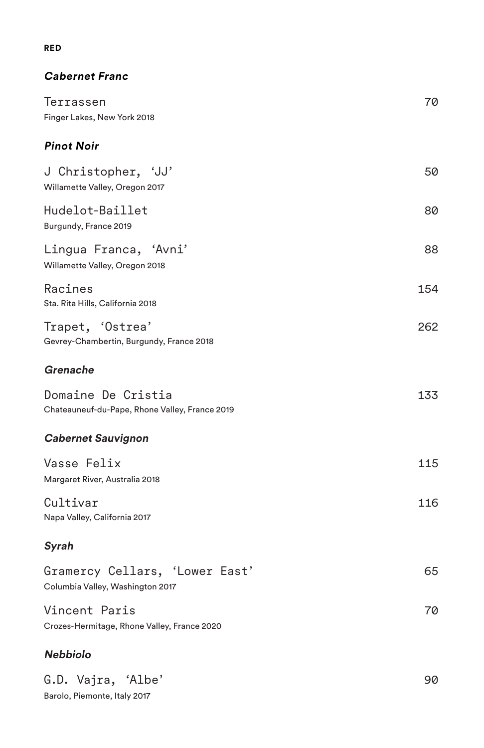**RED**

### *Cabernet Franc*

Terrassen — 70
Finger Lakes, New York 2018

### *Pinot Noir*

J Christopher, 'JJ' — 50
Willamette Valley, Oregon 2017

Hudelot-Baillet — 80
Burgundy, France 2019

Lingua Franca, 'Avni' — 88
Willamette Valley, Oregon 2018

Racines — 154
Sta. Rita Hills, California 2018

Trapet, 'Ostrea' — 262
Gevrey-Chambertin, Burgundy, France 2018

### *Grenache*

Domaine De Cristia — 133
Chateauneuf-du-Pape, Rhone Valley, France 2019

### *Cabernet Sauvignon*

Vasse Felix — 115
Margaret River, Australia 2018

Cultivar — 116
Napa Valley, California 2017

### *Syrah*

Gramercy Cellars, 'Lower East' — 65
Columbia Valley, Washington 2017

Vincent Paris — 70
Crozes-Hermitage, Rhone Valley, France 2020

### *Nebbiolo*

G.D. Vajra, 'Albe' — 90
Barolo, Piemonte, Italy 2017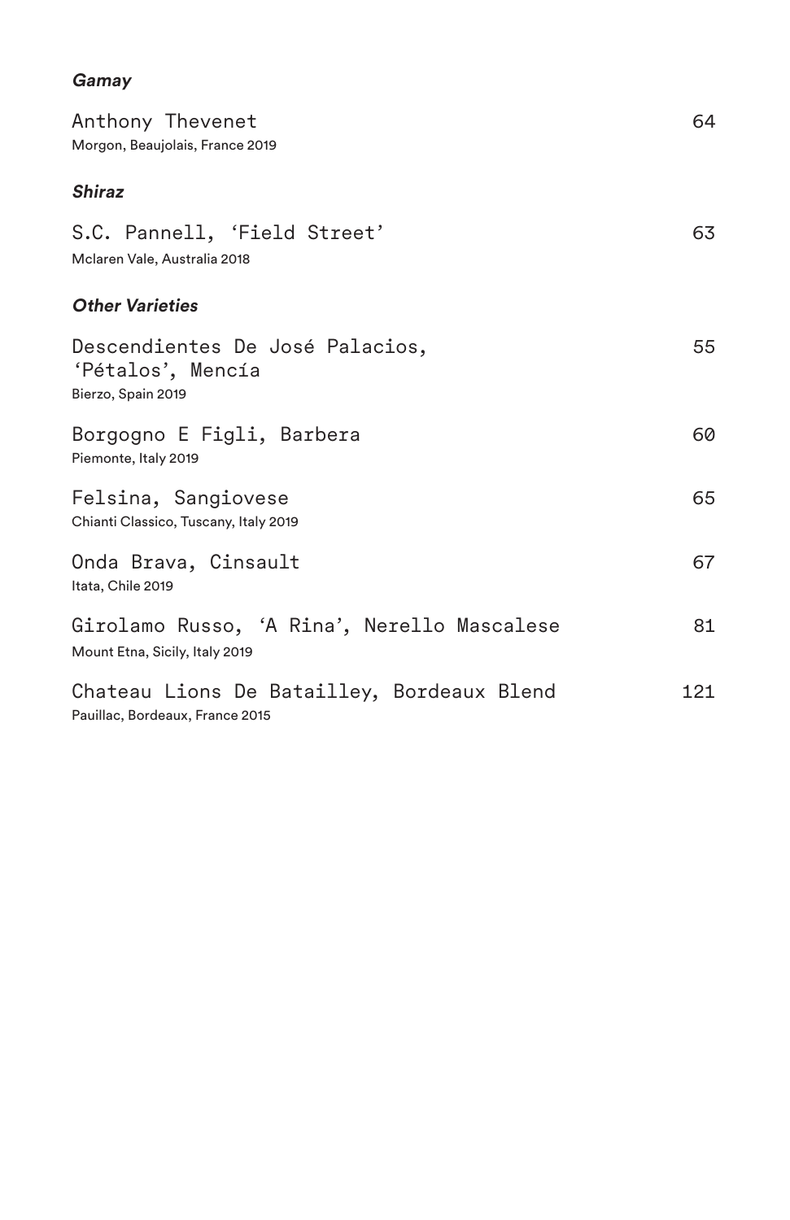### *Gamay*

Anthony Thevenet — 64
Morgon, Beaujolais, France 2019

### *Shiraz*

S.C. Pannell, 'Field Street' — 63
Mclaren Vale, Australia 2018

### *Other Varieties*

Descendientes De José Palacios, 'Pétalos', Mencía — 55
Bierzo, Spain 2019

Borgogno E Figli, Barbera — 60
Piemonte, Italy 2019

Felsina, Sangiovese — 65
Chianti Classico, Tuscany, Italy 2019

Onda Brava, Cinsault — 67
Itata, Chile 2019

Girolamo Russo, 'A Rina', Nerello Mascalese — 81
Mount Etna, Sicily, Italy 2019

Chateau Lions De Batailley, Bordeaux Blend — 121
Pauillac, Bordeaux, France 2015